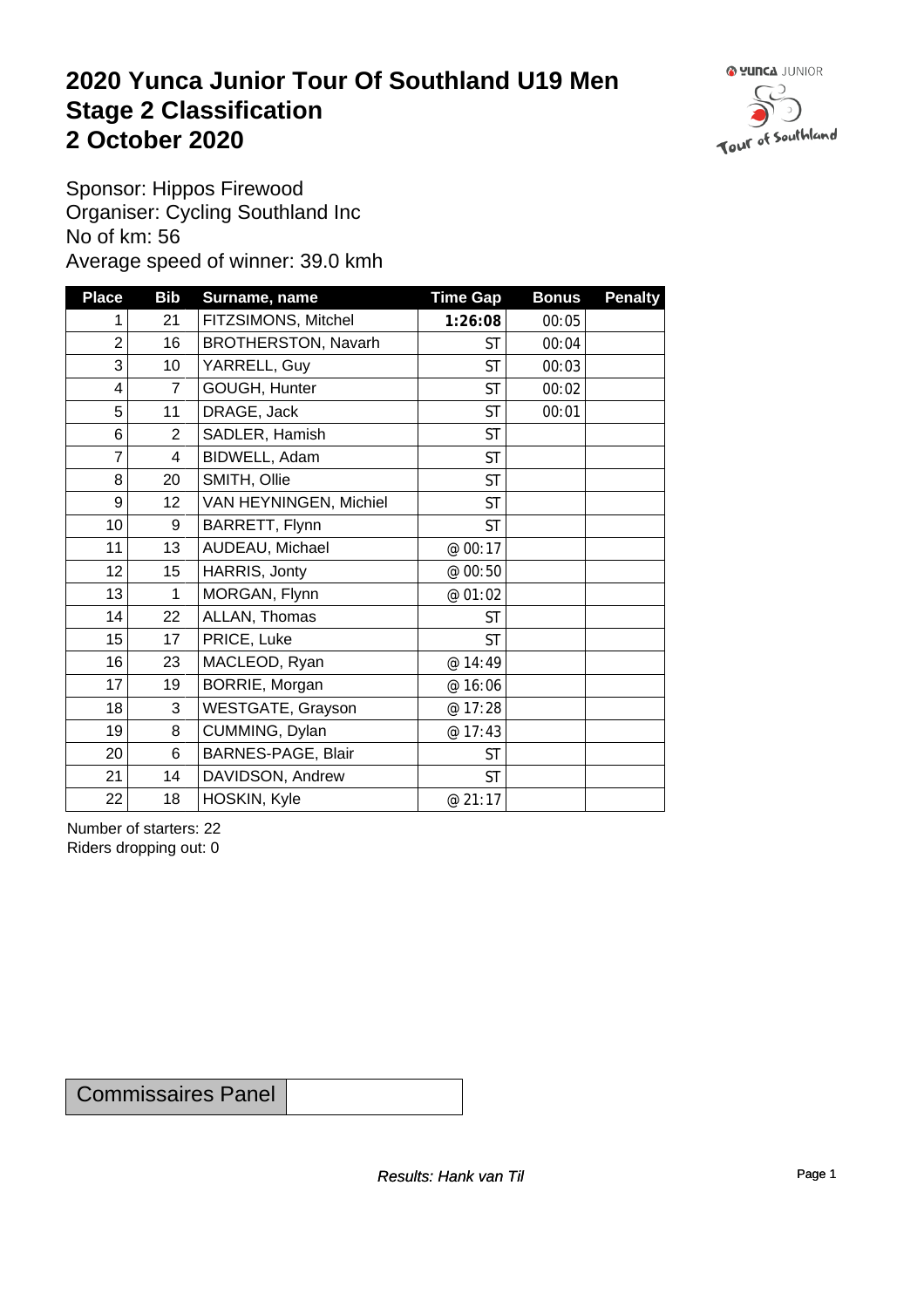# 2020 Yunca Junior Tour Of Southland U19 Men
# Stage 2 Classification
# 2 October 2020

Sponsor: Hippos Firewood
Organiser: Cycling Southland Inc
No of km: 56
Average speed of winner: 39.0 kmh

| Place | Bib | Surname, name | Time Gap | Bonus | Penalty |
|---|---|---|---|---|---|
| 1 | 21 | FITZSIMONS, Mitchel | **1:26:08** | 00:05 | |
| 2 | 16 | BROTHERSTON, Navarh | ST | 00:04 | |
| 3 | 10 | YARRELL, Guy | ST | 00:03 | |
| 4 | 7 | GOUGH, Hunter | ST | 00:02 | |
| 5 | 11 | DRAGE, Jack | ST | 00:01 | |
| 6 | 2 | SADLER, Hamish | ST | | |
| 7 | 4 | BIDWELL, Adam | ST | | |
| 8 | 20 | SMITH, Ollie | ST | | |
| 9 | 12 | VAN HEYNINGEN, Michiel | ST | | |
| 10 | 9 | BARRETT, Flynn | ST | | |
| 11 | 13 | AUDEAU, Michael | @ 00:17 | | |
| 12 | 15 | HARRIS, Jonty | @ 00:50 | | |
| 13 | 1 | MORGAN, Flynn | @ 01:02 | | |
| 14 | 22 | ALLAN, Thomas | ST | | |
| 15 | 17 | PRICE, Luke | ST | | |
| 16 | 23 | MACLEOD, Ryan | @ 14:49 | | |
| 17 | 19 | BORRIE, Morgan | @ 16:06 | | |
| 18 | 3 | WESTGATE, Grayson | @ 17:28 | | |
| 19 | 8 | CUMMING, Dylan | @ 17:43 | | |
| 20 | 6 | BARNES-PAGE, Blair | ST | | |
| 21 | 14 | DAVIDSON, Andrew | ST | | |
| 22 | 18 | HOSKIN, Kyle | @ 21:17 | | |

Number of starters: 22
Riders dropping out: 0

| Commissaires Panel | |
|---|---|

*Results: Hank van Til*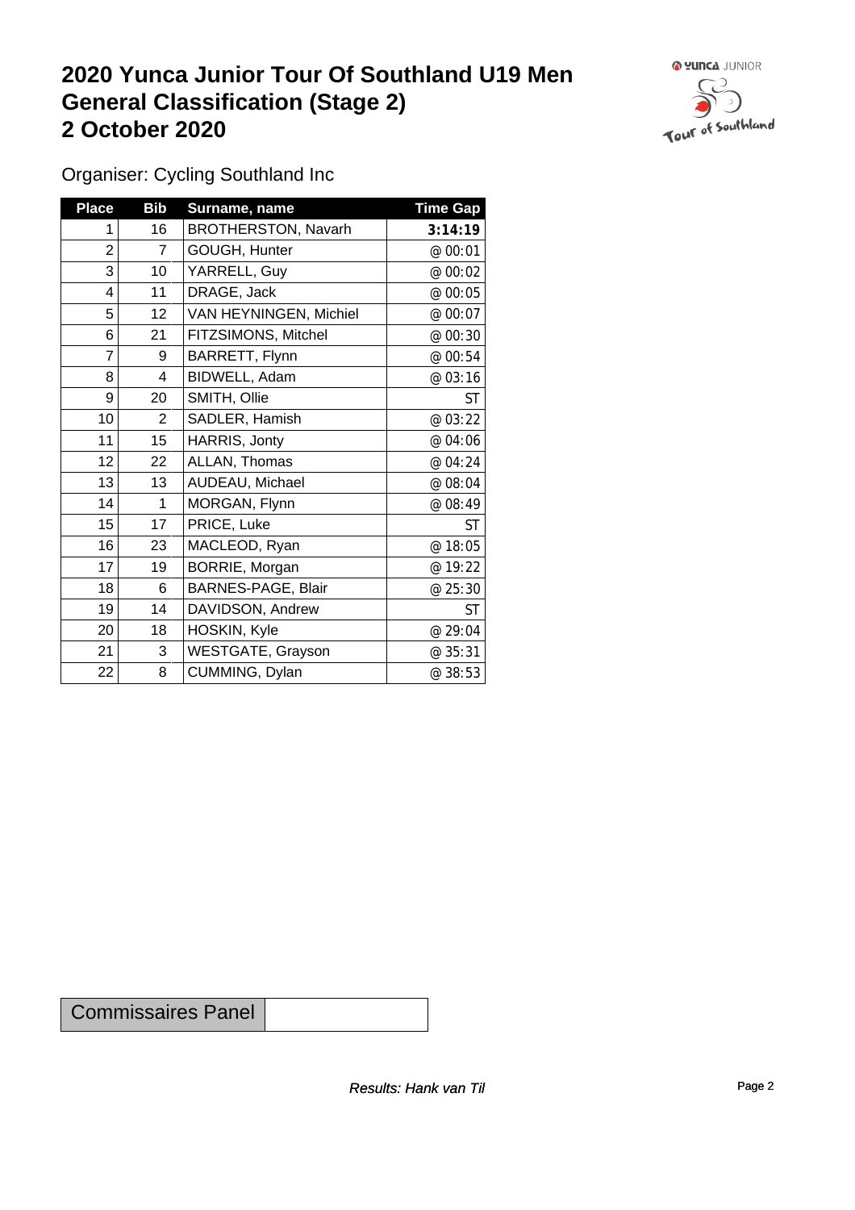# 2020 Yunca Junior Tour Of Southland U19 Men
# General Classification (Stage 2)
# 2 October 2020

Organiser: Cycling Southland Inc

| Place | Bib | Surname, name | Time Gap |
|---|---|---|---|
| 1 | 16 | BROTHERSTON, Navarh | **3:14:19** |
| 2 | 7 | GOUGH, Hunter | @ 00:01 |
| 3 | 10 | YARRELL, Guy | @ 00:02 |
| 4 | 11 | DRAGE, Jack | @ 00:05 |
| 5 | 12 | VAN HEYNINGEN, Michiel | @ 00:07 |
| 6 | 21 | FITZSIMONS, Mitchel | @ 00:30 |
| 7 | 9 | BARRETT, Flynn | @ 00:54 |
| 8 | 4 | BIDWELL, Adam | @ 03:16 |
| 9 | 20 | SMITH, Ollie | ST |
| 10 | 2 | SADLER, Hamish | @ 03:22 |
| 11 | 15 | HARRIS, Jonty | @ 04:06 |
| 12 | 22 | ALLAN, Thomas | @ 04:24 |
| 13 | 13 | AUDEAU, Michael | @ 08:04 |
| 14 | 1 | MORGAN, Flynn | @ 08:49 |
| 15 | 17 | PRICE, Luke | ST |
| 16 | 23 | MACLEOD, Ryan | @ 18:05 |
| 17 | 19 | BORRIE, Morgan | @ 19:22 |
| 18 | 6 | BARNES-PAGE, Blair | @ 25:30 |
| 19 | 14 | DAVIDSON, Andrew | ST |
| 20 | 18 | HOSKIN, Kyle | @ 29:04 |
| 21 | 3 | WESTGATE, Grayson | @ 35:31 |
| 22 | 8 | CUMMING, Dylan | @ 38:53 |

| Commissaires Panel | |
|---|---|

*Results: Hank van Til*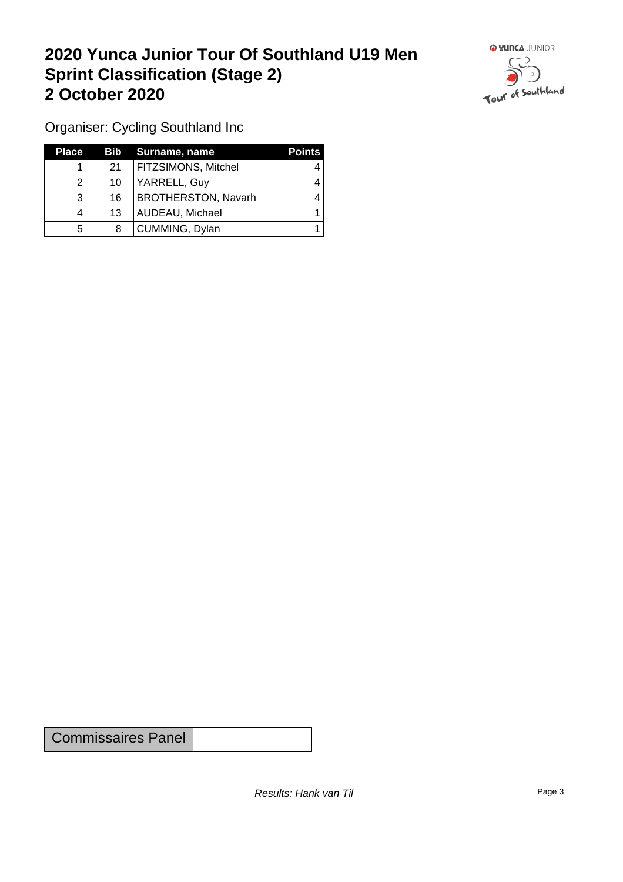# 2020 Yunca Junior Tour Of Southland U19 Men Sprint Classification (Stage 2) 2 October 2020

Organiser: Cycling Southland Inc

| Place | Bib | Surname, name | Points |
|---|---|---|---|
| 1 | 21 | FITZSIMONS, Mitchel | 4 |
| 2 | 10 | YARRELL, Guy | 4 |
| 3 | 16 | BROTHERSTON, Navarh | 4 |
| 4 | 13 | AUDEAU, Michael | 1 |
| 5 | 8 | CUMMING, Dylan | 1 |

| Commissaires Panel | |
|---|---|

*Results: Hank van Til*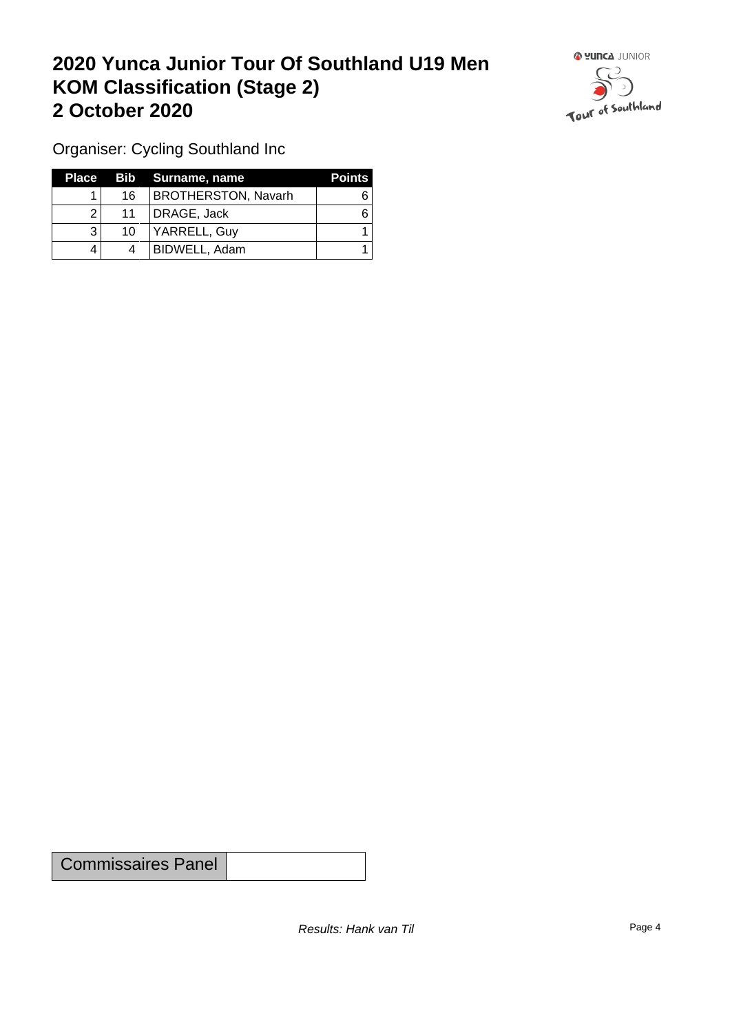# 2020 Yunca Junior Tour Of Southland U19 Men
# KOM Classification (Stage 2)
# 2 October 2020

Organiser: Cycling Southland Inc

| Place | Bib | Surname, name | Points |
|---|---|---|---|
| 1 | 16 | BROTHERSTON, Navarh | 6 |
| 2 | 11 | DRAGE, Jack | 6 |
| 3 | 10 | YARRELL, Guy | 1 |
| 4 | 4 | BIDWELL, Adam | 1 |

| Commissaires Panel | |
|---|---|

*Results: Hank van Til*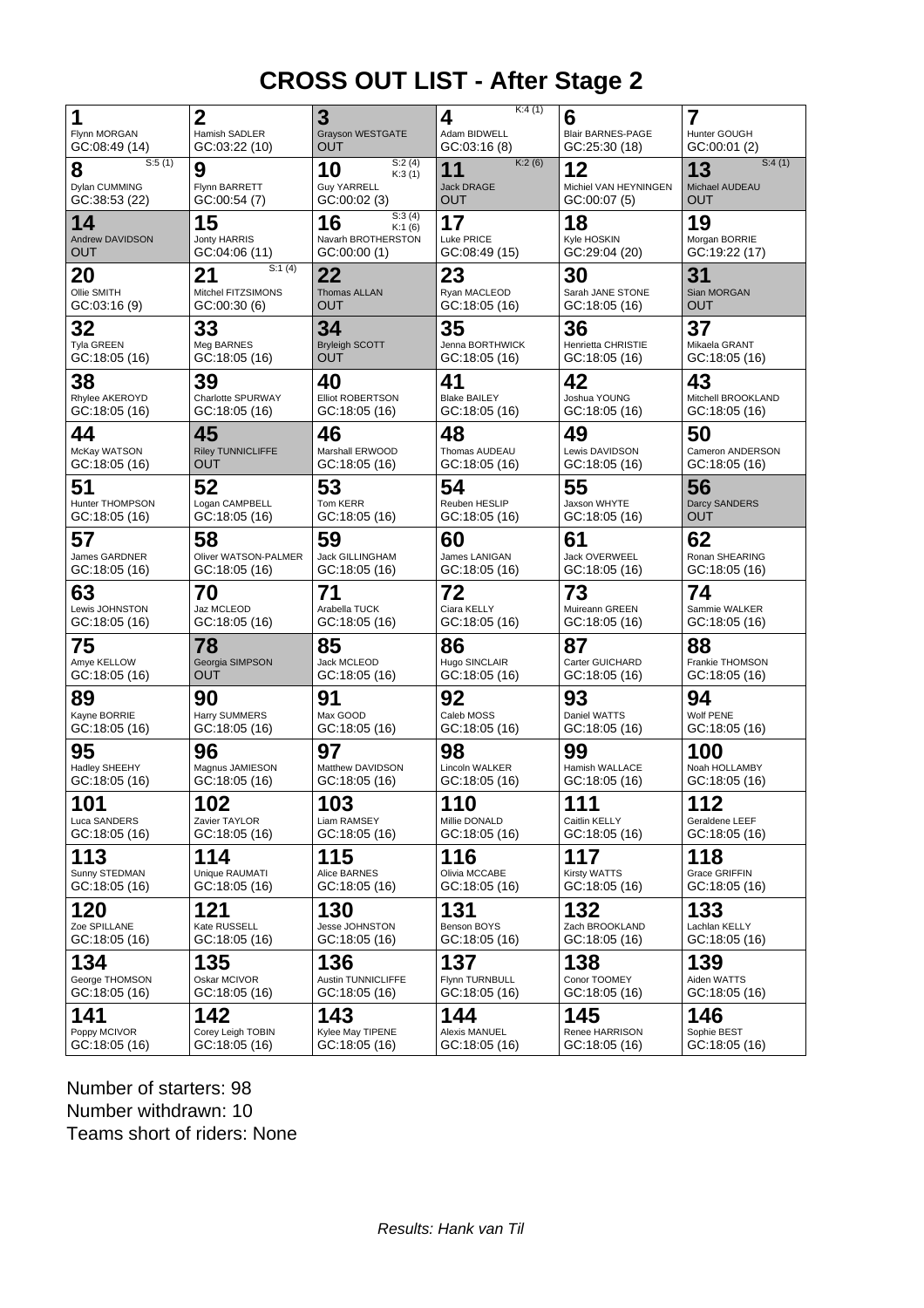# CROSS OUT LIST - After Stage 2

| | | | | | |
|---|---|---|---|---|---|
| **1** Flynn MORGAN GC:08:49 (14) | **2** Hamish SADLER GC:03:22 (10) | **3** Grayson WESTGATE OUT | **4** K:4 (1) Adam BIDWELL GC:03:16 (8) | **6** Blair BARNES-PAGE GC:25:30 (18) | **7** Hunter GOUGH GC:00:01 (2) |
| **8** S:5 (1) Dylan CUMMING GC:38:53 (22) | **9** Flynn BARRETT GC:00:54 (7) | **10** S:2 (4) K:3 (1) Guy YARRELL GC:00:02 (3) | **11** K:2 (6) Jack DRAGE OUT | **12** Michiel VAN HEYNINGEN GC:00:07 (5) | **13** S:4 (1) Michael AUDEAU OUT |
| **14** Andrew DAVIDSON OUT | **15** Jonty HARRIS GC:04:06 (11) | **16** S:3 (4) K:1 (6) Navarh BROTHERSTON GC:00:00 (1) | **17** Luke PRICE GC:08:49 (15) | **18** Kyle HOSKIN GC:29:04 (20) | **19** Morgan BORRIE GC:19:22 (17) |
| **20** Ollie SMITH GC:03:16 (9) | **21** S:1 (4) Mitchel FITZSIMONS GC:00:30 (6) | **22** Thomas ALLAN OUT | **23** Ryan MACLEOD GC:18:05 (16) | **30** Sarah JANE STONE GC:18:05 (16) | **31** Sian MORGAN OUT |
| **32** Tyla GREEN GC:18:05 (16) | **33** Meg BARNES GC:18:05 (16) | **34** Bryleigh SCOTT OUT | **35** Jenna BORTHWICK GC:18:05 (16) | **36** Henrietta CHRISTIE GC:18:05 (16) | **37** Mikaela GRANT GC:18:05 (16) |
| **38** Rhylee AKEROYD GC:18:05 (16) | **39** Charlotte SPURWAY GC:18:05 (16) | **40** Elliot ROBERTSON GC:18:05 (16) | **41** Blake BAILEY GC:18:05 (16) | **42** Joshua YOUNG GC:18:05 (16) | **43** Mitchell BROOKLAND GC:18:05 (16) |
| **44** McKay WATSON GC:18:05 (16) | **45** Riley TUNNICLIFFE OUT | **46** Marshall ERWOOD GC:18:05 (16) | **48** Thomas AUDEAU GC:18:05 (16) | **49** Lewis DAVIDSON GC:18:05 (16) | **50** Cameron ANDERSON GC:18:05 (16) |
| **51** Hunter THOMPSON GC:18:05 (16) | **52** Logan CAMPBELL GC:18:05 (16) | **53** Tom KERR GC:18:05 (16) | **54** Reuben HESLIP GC:18:05 (16) | **55** Jaxson WHYTE GC:18:05 (16) | **56** Darcy SANDERS OUT |
| **57** James GARDNER GC:18:05 (16) | **58** Oliver WATSON-PALMER GC:18:05 (16) | **59** Jack GILLINGHAM GC:18:05 (16) | **60** James LANIGAN GC:18:05 (16) | **61** Jack OVERWEEL GC:18:05 (16) | **62** Ronan SHEARING GC:18:05 (16) |
| **63** Lewis JOHNSTON GC:18:05 (16) | **70** Jaz MCLEOD GC:18:05 (16) | **71** Arabella TUCK GC:18:05 (16) | **72** Ciara KELLY GC:18:05 (16) | **73** Muireann GREEN GC:18:05 (16) | **74** Sammie WALKER GC:18:05 (16) |
| **75** Amye KELLOW GC:18:05 (16) | **78** Georgia SIMPSON OUT | **85** Jack MCLEOD GC:18:05 (16) | **86** Hugo SINCLAIR GC:18:05 (16) | **87** Carter GUICHARD GC:18:05 (16) | **88** Frankie THOMSON GC:18:05 (16) |
| **89** Kayne BORRIE GC:18:05 (16) | **90** Harry SUMMERS GC:18:05 (16) | **91** Max GOOD GC:18:05 (16) | **92** Caleb MOSS GC:18:05 (16) | **93** Daniel WATTS GC:18:05 (16) | **94** Wolf PENE GC:18:05 (16) |
| **95** Hadley SHEEHY GC:18:05 (16) | **96** Magnus JAMIESON GC:18:05 (16) | **97** Matthew DAVIDSON GC:18:05 (16) | **98** Lincoln WALKER GC:18:05 (16) | **99** Hamish WALLACE GC:18:05 (16) | **100** Noah HOLLAMBY GC:18:05 (16) |
| **101** Luca SANDERS GC:18:05 (16) | **102** Zavier TAYLOR GC:18:05 (16) | **103** Liam RAMSEY GC:18:05 (16) | **110** Millie DONALD GC:18:05 (16) | **111** Caitlin KELLY GC:18:05 (16) | **112** Geraldene LEEF GC:18:05 (16) |
| **113** Sunny STEDMAN GC:18:05 (16) | **114** Unique RAUMATI GC:18:05 (16) | **115** Alice BARNES GC:18:05 (16) | **116** Olivia MCCABE GC:18:05 (16) | **117** Kirsty WATTS GC:18:05 (16) | **118** Grace GRIFFIN GC:18:05 (16) |
| **120** Zoe SPILLANE GC:18:05 (16) | **121** Kate RUSSELL GC:18:05 (16) | **130** Jesse JOHNSTON GC:18:05 (16) | **131** Benson BOYS GC:18:05 (16) | **132** Zach BROOKLAND GC:18:05 (16) | **133** Lachlan KELLY GC:18:05 (16) |
| **134** George THOMSON GC:18:05 (16) | **135** Oskar MCIVOR GC:18:05 (16) | **136** Austin TUNNICLIFFE GC:18:05 (16) | **137** Flynn TURNBULL GC:18:05 (16) | **138** Conor TOOMEY GC:18:05 (16) | **139** Aiden WATTS GC:18:05 (16) |
| **141** Poppy MCIVOR GC:18:05 (16) | **142** Corey Leigh TOBIN GC:18:05 (16) | **143** Kylee May TIPENE GC:18:05 (16) | **144** Alexis MANUEL GC:18:05 (16) | **145** Renee HARRISON GC:18:05 (16) | **146** Sophie BEST GC:18:05 (16) |

Number of starters: 98
Number withdrawn: 10
Teams short of riders: None

*Results: Hank van Til*